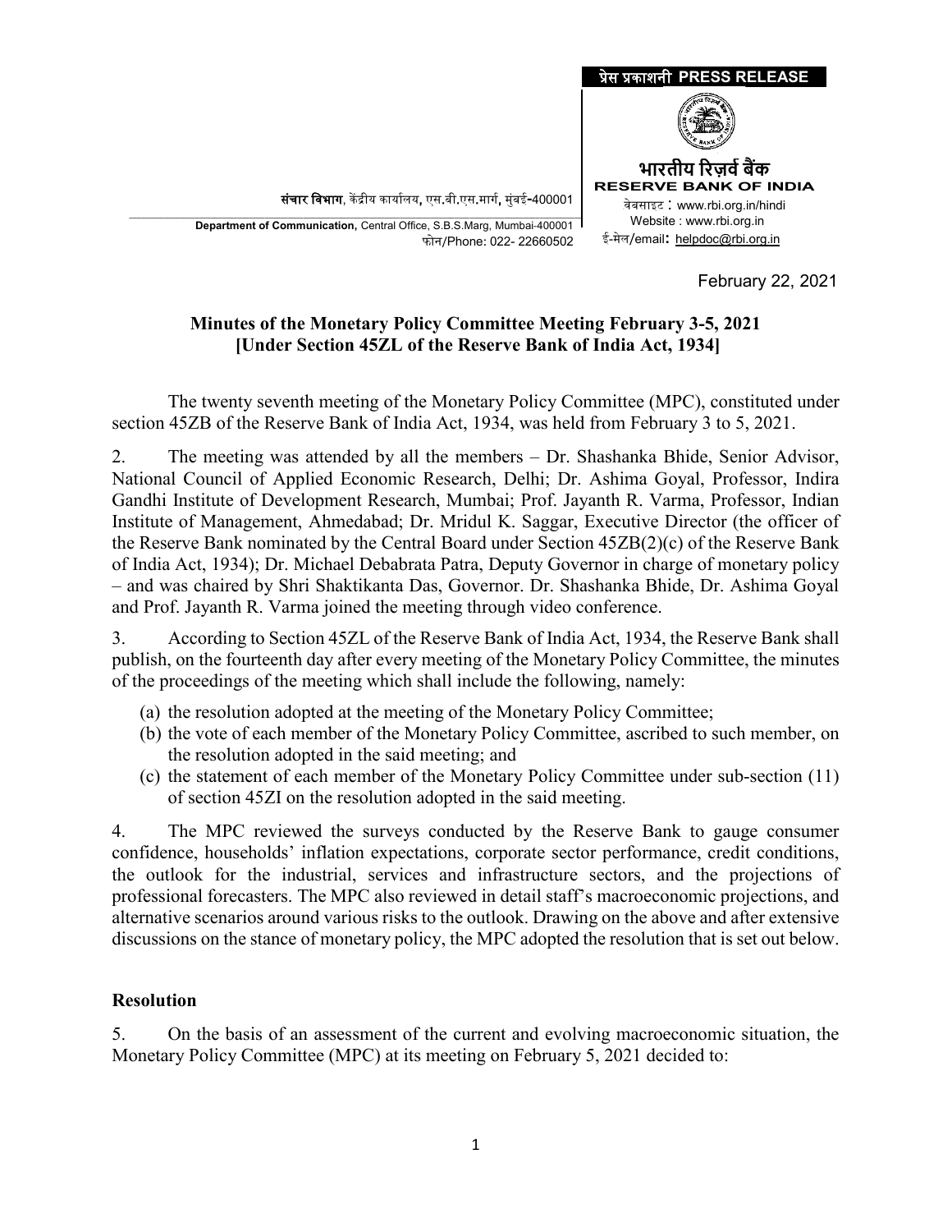प्रेस प्रकाशनी **PRESS RELEASE**

**भारतीय रिज़र्व बैंक**
**RESERVE BANK OF INDIA**
वेबसाइट : www.rbi.org.in/hindi
Website : www.rbi.org.in
ई-मेल/email: helpdoc@rbi.org.in

**संचार विभाग**, केंद्रीय कार्यालय, एस.बी.एस.मार्ग, मुंबई-400001
**Department of Communication,** Central Office, S.B.S.Marg, Mumbai-400001
फोन/Phone: 022- 22660502

February 22, 2021

**Minutes of the Monetary Policy Committee Meeting February 3-5, 2021**
**[Under Section 45ZL of the Reserve Bank of India Act, 1934]**

The twenty seventh meeting of the Monetary Policy Committee (MPC), constituted under section 45ZB of the Reserve Bank of India Act, 1934, was held from February 3 to 5, 2021.

2. The meeting was attended by all the members – Dr. Shashanka Bhide, Senior Advisor, National Council of Applied Economic Research, Delhi; Dr. Ashima Goyal, Professor, Indira Gandhi Institute of Development Research, Mumbai; Prof. Jayanth R. Varma, Professor, Indian Institute of Management, Ahmedabad; Dr. Mridul K. Saggar, Executive Director (the officer of the Reserve Bank nominated by the Central Board under Section 45ZB(2)(c) of the Reserve Bank of India Act, 1934); Dr. Michael Debabrata Patra, Deputy Governor in charge of monetary policy – and was chaired by Shri Shaktikanta Das, Governor. Dr. Shashanka Bhide, Dr. Ashima Goyal and Prof. Jayanth R. Varma joined the meeting through video conference.

3. According to Section 45ZL of the Reserve Bank of India Act, 1934, the Reserve Bank shall publish, on the fourteenth day after every meeting of the Monetary Policy Committee, the minutes of the proceedings of the meeting which shall include the following, namely:

(a) the resolution adopted at the meeting of the Monetary Policy Committee;
(b) the vote of each member of the Monetary Policy Committee, ascribed to such member, on the resolution adopted in the said meeting; and
(c) the statement of each member of the Monetary Policy Committee under sub-section (11) of section 45ZI on the resolution adopted in the said meeting.

4. The MPC reviewed the surveys conducted by the Reserve Bank to gauge consumer confidence, households' inflation expectations, corporate sector performance, credit conditions, the outlook for the industrial, services and infrastructure sectors, and the projections of professional forecasters. The MPC also reviewed in detail staff's macroeconomic projections, and alternative scenarios around various risks to the outlook. Drawing on the above and after extensive discussions on the stance of monetary policy, the MPC adopted the resolution that is set out below.

## Resolution

5. On the basis of an assessment of the current and evolving macroeconomic situation, the Monetary Policy Committee (MPC) at its meeting on February 5, 2021 decided to: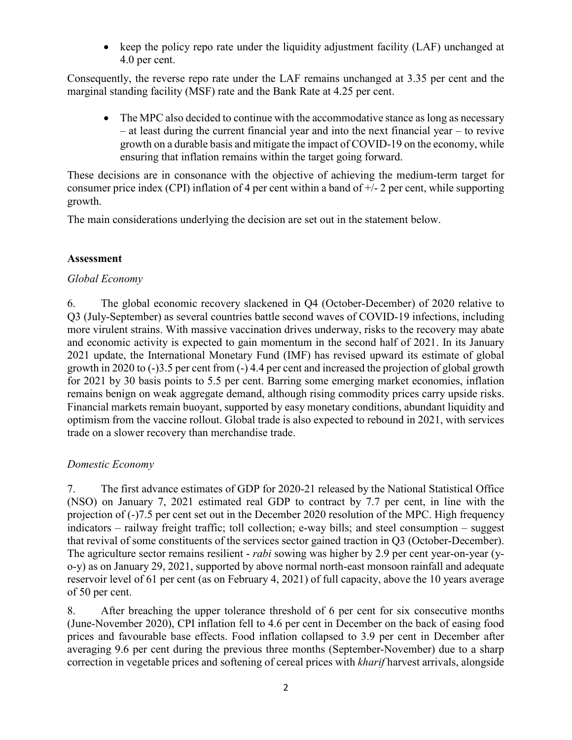- keep the policy repo rate under the liquidity adjustment facility (LAF) unchanged at 4.0 per cent.

Consequently, the reverse repo rate under the LAF remains unchanged at 3.35 per cent and the marginal standing facility (MSF) rate and the Bank Rate at 4.25 per cent.

- The MPC also decided to continue with the accommodative stance as long as necessary – at least during the current financial year and into the next financial year – to revive growth on a durable basis and mitigate the impact of COVID-19 on the economy, while ensuring that inflation remains within the target going forward.

These decisions are in consonance with the objective of achieving the medium-term target for consumer price index (CPI) inflation of 4 per cent within a band of +/- 2 per cent, while supporting growth.

The main considerations underlying the decision are set out in the statement below.

**Assessment**

*Global Economy*

6. The global economic recovery slackened in Q4 (October-December) of 2020 relative to Q3 (July-September) as several countries battle second waves of COVID-19 infections, including more virulent strains. With massive vaccination drives underway, risks to the recovery may abate and economic activity is expected to gain momentum in the second half of 2021. In its January 2021 update, the International Monetary Fund (IMF) has revised upward its estimate of global growth in 2020 to (-)3.5 per cent from (-) 4.4 per cent and increased the projection of global growth for 2021 by 30 basis points to 5.5 per cent. Barring some emerging market economies, inflation remains benign on weak aggregate demand, although rising commodity prices carry upside risks. Financial markets remain buoyant, supported by easy monetary conditions, abundant liquidity and optimism from the vaccine rollout. Global trade is also expected to rebound in 2021, with services trade on a slower recovery than merchandise trade.

*Domestic Economy*

7. The first advance estimates of GDP for 2020-21 released by the National Statistical Office (NSO) on January 7, 2021 estimated real GDP to contract by 7.7 per cent, in line with the projection of (-)7.5 per cent set out in the December 2020 resolution of the MPC. High frequency indicators – railway freight traffic; toll collection; e-way bills; and steel consumption – suggest that revival of some constituents of the services sector gained traction in Q3 (October-December). The agriculture sector remains resilient - *rabi* sowing was higher by 2.9 per cent year-on-year (y-o-y) as on January 29, 2021, supported by above normal north-east monsoon rainfall and adequate reservoir level of 61 per cent (as on February 4, 2021) of full capacity, above the 10 years average of 50 per cent.

8. After breaching the upper tolerance threshold of 6 per cent for six consecutive months (June-November 2020), CPI inflation fell to 4.6 per cent in December on the back of easing food prices and favourable base effects. Food inflation collapsed to 3.9 per cent in December after averaging 9.6 per cent during the previous three months (September-November) due to a sharp correction in vegetable prices and softening of cereal prices with *kharif* harvest arrivals, alongside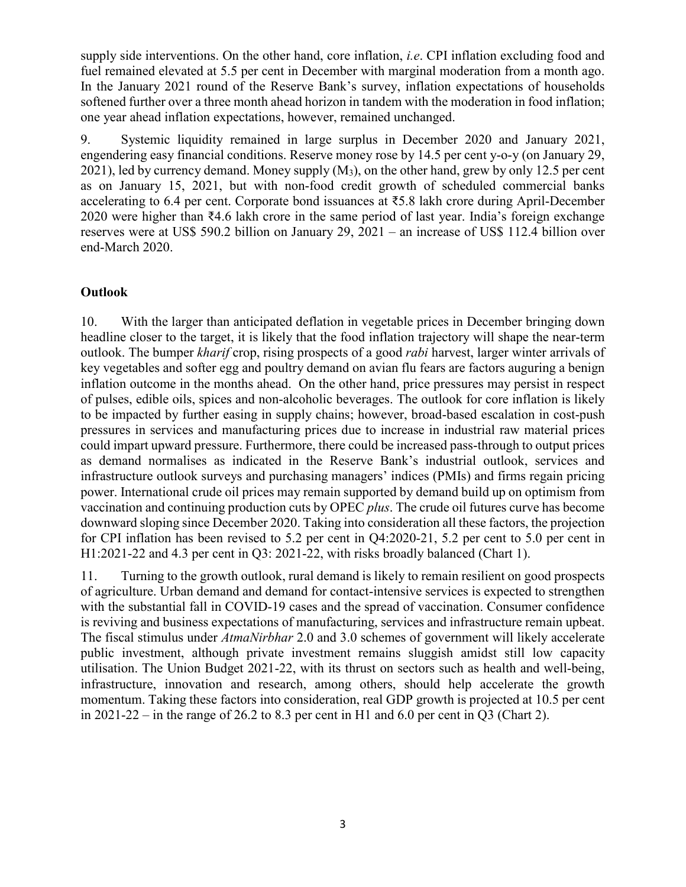supply side interventions. On the other hand, core inflation, *i.e*. CPI inflation excluding food and fuel remained elevated at 5.5 per cent in December with marginal moderation from a month ago. In the January 2021 round of the Reserve Bank's survey, inflation expectations of households softened further over a three month ahead horizon in tandem with the moderation in food inflation; one year ahead inflation expectations, however, remained unchanged.

9. Systemic liquidity remained in large surplus in December 2020 and January 2021, engendering easy financial conditions. Reserve money rose by 14.5 per cent y-o-y (on January 29, 2021), led by currency demand. Money supply ($M_3$), on the other hand, grew by only 12.5 per cent as on January 15, 2021, but with non-food credit growth of scheduled commercial banks accelerating to 6.4 per cent. Corporate bond issuances at ₹5.8 lakh crore during April-December 2020 were higher than ₹4.6 lakh crore in the same period of last year. India's foreign exchange reserves were at US$ 590.2 billion on January 29, 2021 – an increase of US$ 112.4 billion over end-March 2020.

## Outlook

10. With the larger than anticipated deflation in vegetable prices in December bringing down headline closer to the target, it is likely that the food inflation trajectory will shape the near-term outlook. The bumper *kharif* crop, rising prospects of a good *rabi* harvest, larger winter arrivals of key vegetables and softer egg and poultry demand on avian flu fears are factors auguring a benign inflation outcome in the months ahead. On the other hand, price pressures may persist in respect of pulses, edible oils, spices and non-alcoholic beverages. The outlook for core inflation is likely to be impacted by further easing in supply chains; however, broad-based escalation in cost-push pressures in services and manufacturing prices due to increase in industrial raw material prices could impart upward pressure. Furthermore, there could be increased pass-through to output prices as demand normalises as indicated in the Reserve Bank's industrial outlook, services and infrastructure outlook surveys and purchasing managers' indices (PMIs) and firms regain pricing power. International crude oil prices may remain supported by demand build up on optimism from vaccination and continuing production cuts by OPEC *plus*. The crude oil futures curve has become downward sloping since December 2020. Taking into consideration all these factors, the projection for CPI inflation has been revised to 5.2 per cent in Q4:2020-21, 5.2 per cent to 5.0 per cent in H1:2021-22 and 4.3 per cent in Q3: 2021-22, with risks broadly balanced (Chart 1).

11. Turning to the growth outlook, rural demand is likely to remain resilient on good prospects of agriculture. Urban demand and demand for contact-intensive services is expected to strengthen with the substantial fall in COVID-19 cases and the spread of vaccination. Consumer confidence is reviving and business expectations of manufacturing, services and infrastructure remain upbeat. The fiscal stimulus under *AtmaNirbhar* 2.0 and 3.0 schemes of government will likely accelerate public investment, although private investment remains sluggish amidst still low capacity utilisation. The Union Budget 2021-22, with its thrust on sectors such as health and well-being, infrastructure, innovation and research, among others, should help accelerate the growth momentum. Taking these factors into consideration, real GDP growth is projected at 10.5 per cent in 2021-22 – in the range of 26.2 to 8.3 per cent in H1 and 6.0 per cent in Q3 (Chart 2).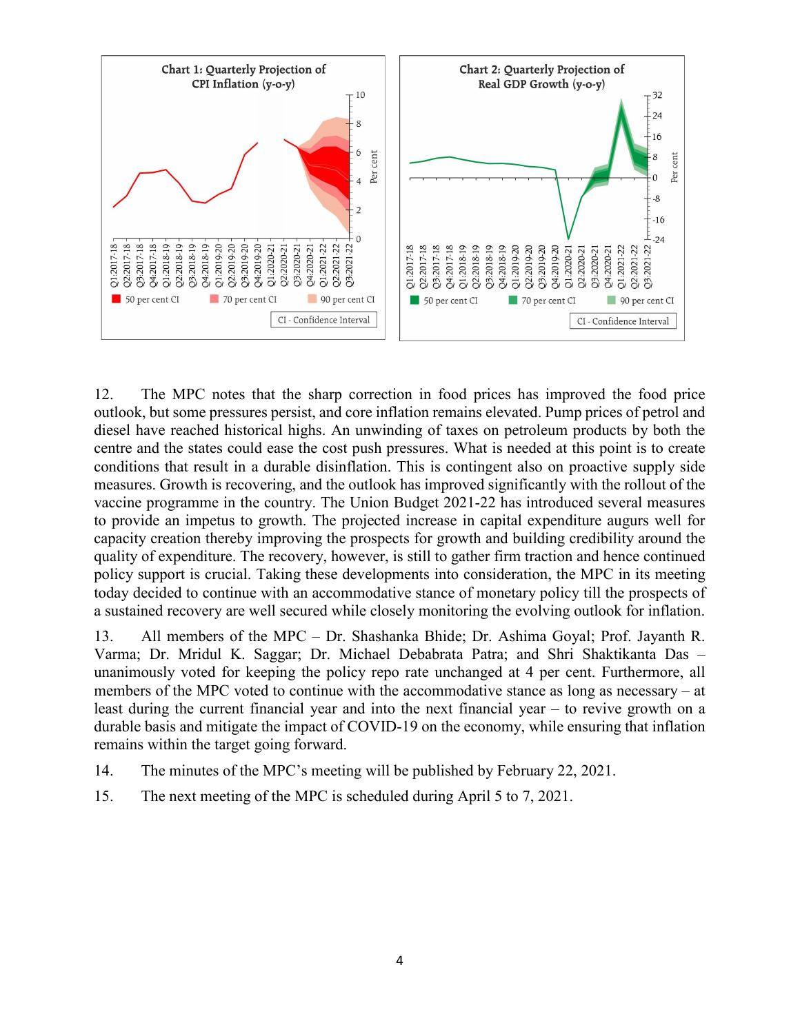**Chart 1: Quarterly Projection of CPI Inflation (y-o-y)**

**Chart 2: Quarterly Projection of Real GDP Growth (y-o-y)**

12. The MPC notes that the sharp correction in food prices has improved the food price outlook, but some pressures persist, and core inflation remains elevated. Pump prices of petrol and diesel have reached historical highs. An unwinding of taxes on petroleum products by both the centre and the states could ease the cost push pressures. What is needed at this point is to create conditions that result in a durable disinflation. This is contingent also on proactive supply side measures. Growth is recovering, and the outlook has improved significantly with the rollout of the vaccine programme in the country. The Union Budget 2021-22 has introduced several measures to provide an impetus to growth. The projected increase in capital expenditure augurs well for capacity creation thereby improving the prospects for growth and building credibility around the quality of expenditure. The recovery, however, is still to gather firm traction and hence continued policy support is crucial. Taking these developments into consideration, the MPC in its meeting today decided to continue with an accommodative stance of monetary policy till the prospects of a sustained recovery are well secured while closely monitoring the evolving outlook for inflation.

13. All members of the MPC – Dr. Shashanka Bhide; Dr. Ashima Goyal; Prof. Jayanth R. Varma; Dr. Mridul K. Saggar; Dr. Michael Debabrata Patra; and Shri Shaktikanta Das – unanimously voted for keeping the policy repo rate unchanged at 4 per cent. Furthermore, all members of the MPC voted to continue with the accommodative stance as long as necessary – at least during the current financial year and into the next financial year – to revive growth on a durable basis and mitigate the impact of COVID-19 on the economy, while ensuring that inflation remains within the target going forward.

14. The minutes of the MPC's meeting will be published by February 22, 2021.

15. The next meeting of the MPC is scheduled during April 5 to 7, 2021.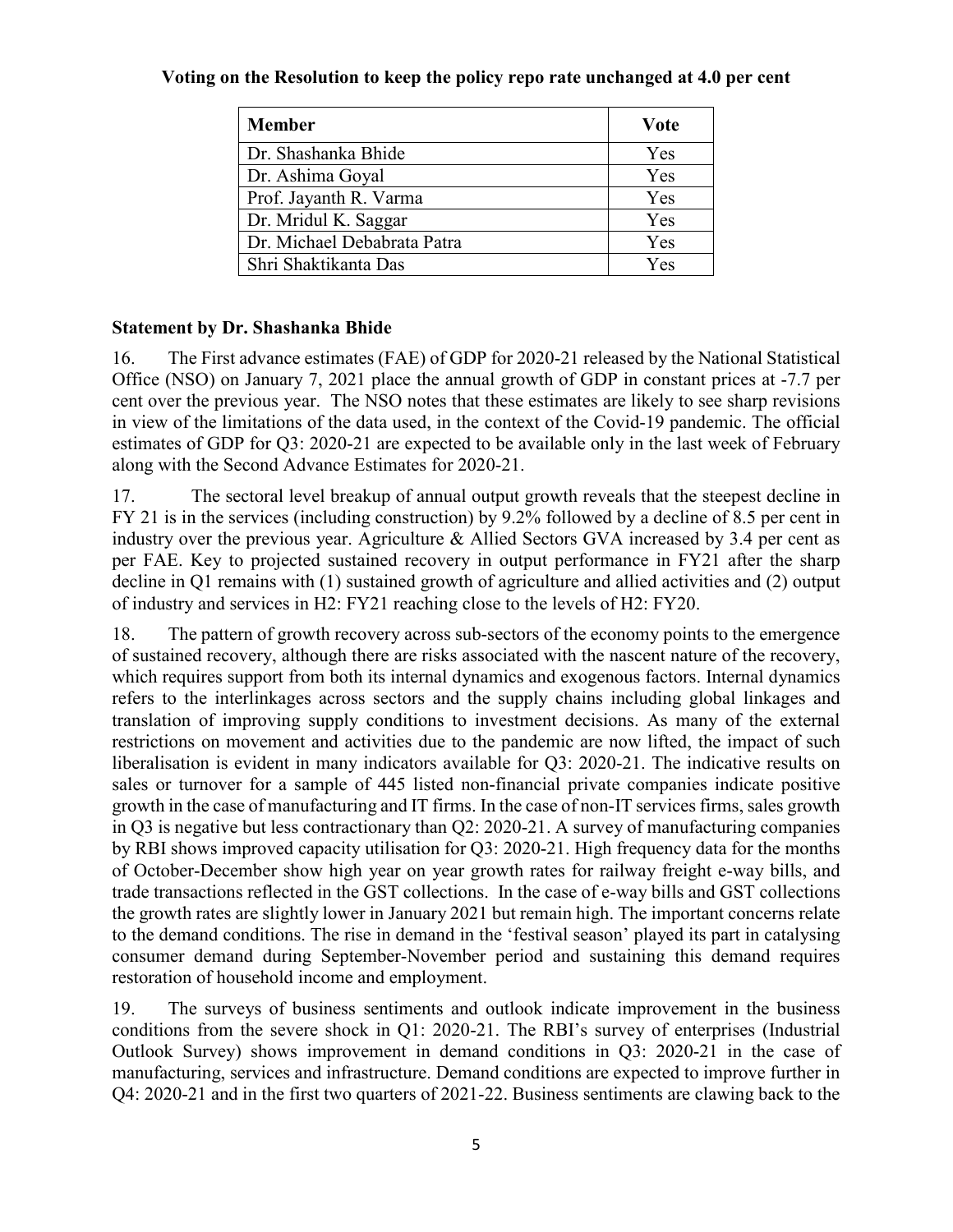**Voting on the Resolution to keep the policy repo rate unchanged at 4.0 per cent**

| Member | Vote |
|---|---|
| Dr. Shashanka Bhide | Yes |
| Dr. Ashima Goyal | Yes |
| Prof. Jayanth R. Varma | Yes |
| Dr. Mridul K. Saggar | Yes |
| Dr. Michael Debabrata Patra | Yes |
| Shri Shaktikanta Das | Yes |

**Statement by Dr. Shashanka Bhide**

16. The First advance estimates (FAE) of GDP for 2020-21 released by the National Statistical Office (NSO) on January 7, 2021 place the annual growth of GDP in constant prices at -7.7 per cent over the previous year. The NSO notes that these estimates are likely to see sharp revisions in view of the limitations of the data used, in the context of the Covid-19 pandemic. The official estimates of GDP for Q3: 2020-21 are expected to be available only in the last week of February along with the Second Advance Estimates for 2020-21.

17. The sectoral level breakup of annual output growth reveals that the steepest decline in FY 21 is in the services (including construction) by 9.2% followed by a decline of 8.5 per cent in industry over the previous year. Agriculture & Allied Sectors GVA increased by 3.4 per cent as per FAE. Key to projected sustained recovery in output performance in FY21 after the sharp decline in Q1 remains with (1) sustained growth of agriculture and allied activities and (2) output of industry and services in H2: FY21 reaching close to the levels of H2: FY20.

18. The pattern of growth recovery across sub-sectors of the economy points to the emergence of sustained recovery, although there are risks associated with the nascent nature of the recovery, which requires support from both its internal dynamics and exogenous factors. Internal dynamics refers to the interlinkages across sectors and the supply chains including global linkages and translation of improving supply conditions to investment decisions. As many of the external restrictions on movement and activities due to the pandemic are now lifted, the impact of such liberalisation is evident in many indicators available for Q3: 2020-21. The indicative results on sales or turnover for a sample of 445 listed non-financial private companies indicate positive growth in the case of manufacturing and IT firms. In the case of non-IT services firms, sales growth in Q3 is negative but less contractionary than Q2: 2020-21. A survey of manufacturing companies by RBI shows improved capacity utilisation for Q3: 2020-21. High frequency data for the months of October-December show high year on year growth rates for railway freight e-way bills, and trade transactions reflected in the GST collections. In the case of e-way bills and GST collections the growth rates are slightly lower in January 2021 but remain high. The important concerns relate to the demand conditions. The rise in demand in the 'festival season' played its part in catalysing consumer demand during September-November period and sustaining this demand requires restoration of household income and employment.

19. The surveys of business sentiments and outlook indicate improvement in the business conditions from the severe shock in Q1: 2020-21. The RBI's survey of enterprises (Industrial Outlook Survey) shows improvement in demand conditions in Q3: 2020-21 in the case of manufacturing, services and infrastructure. Demand conditions are expected to improve further in Q4: 2020-21 and in the first two quarters of 2021-22. Business sentiments are clawing back to the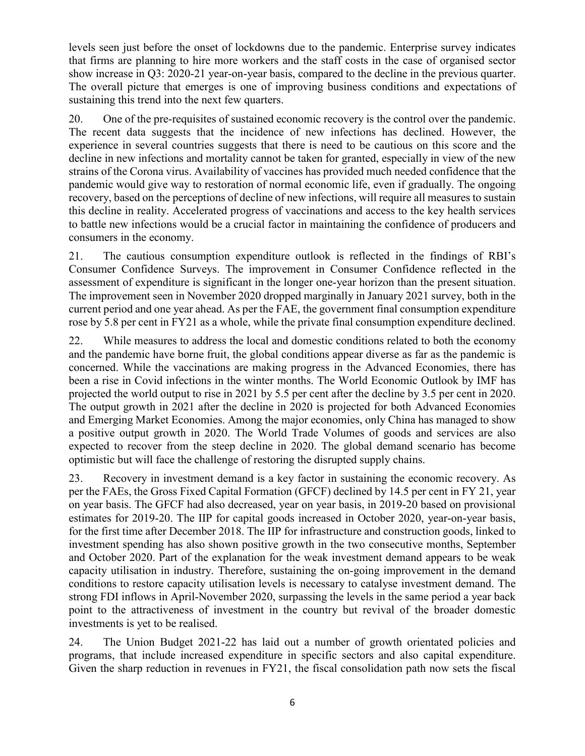levels seen just before the onset of lockdowns due to the pandemic. Enterprise survey indicates that firms are planning to hire more workers and the staff costs in the case of organised sector show increase in Q3: 2020-21 year-on-year basis, compared to the decline in the previous quarter. The overall picture that emerges is one of improving business conditions and expectations of sustaining this trend into the next few quarters.

20. One of the pre-requisites of sustained economic recovery is the control over the pandemic. The recent data suggests that the incidence of new infections has declined. However, the experience in several countries suggests that there is need to be cautious on this score and the decline in new infections and mortality cannot be taken for granted, especially in view of the new strains of the Corona virus. Availability of vaccines has provided much needed confidence that the pandemic would give way to restoration of normal economic life, even if gradually. The ongoing recovery, based on the perceptions of decline of new infections, will require all measures to sustain this decline in reality. Accelerated progress of vaccinations and access to the key health services to battle new infections would be a crucial factor in maintaining the confidence of producers and consumers in the economy.

21. The cautious consumption expenditure outlook is reflected in the findings of RBI's Consumer Confidence Surveys. The improvement in Consumer Confidence reflected in the assessment of expenditure is significant in the longer one-year horizon than the present situation. The improvement seen in November 2020 dropped marginally in January 2021 survey, both in the current period and one year ahead. As per the FAE, the government final consumption expenditure rose by 5.8 per cent in FY21 as a whole, while the private final consumption expenditure declined.

22. While measures to address the local and domestic conditions related to both the economy and the pandemic have borne fruit, the global conditions appear diverse as far as the pandemic is concerned. While the vaccinations are making progress in the Advanced Economies, there has been a rise in Covid infections in the winter months. The World Economic Outlook by IMF has projected the world output to rise in 2021 by 5.5 per cent after the decline by 3.5 per cent in 2020. The output growth in 2021 after the decline in 2020 is projected for both Advanced Economies and Emerging Market Economies. Among the major economies, only China has managed to show a positive output growth in 2020. The World Trade Volumes of goods and services are also expected to recover from the steep decline in 2020. The global demand scenario has become optimistic but will face the challenge of restoring the disrupted supply chains.

23. Recovery in investment demand is a key factor in sustaining the economic recovery. As per the FAEs, the Gross Fixed Capital Formation (GFCF) declined by 14.5 per cent in FY 21, year on year basis. The GFCF had also decreased, year on year basis, in 2019-20 based on provisional estimates for 2019-20. The IIP for capital goods increased in October 2020, year-on-year basis, for the first time after December 2018. The IIP for infrastructure and construction goods, linked to investment spending has also shown positive growth in the two consecutive months, September and October 2020. Part of the explanation for the weak investment demand appears to be weak capacity utilisation in industry. Therefore, sustaining the on-going improvement in the demand conditions to restore capacity utilisation levels is necessary to catalyse investment demand. The strong FDI inflows in April-November 2020, surpassing the levels in the same period a year back point to the attractiveness of investment in the country but revival of the broader domestic investments is yet to be realised.

24. The Union Budget 2021-22 has laid out a number of growth orientated policies and programs, that include increased expenditure in specific sectors and also capital expenditure. Given the sharp reduction in revenues in FY21, the fiscal consolidation path now sets the fiscal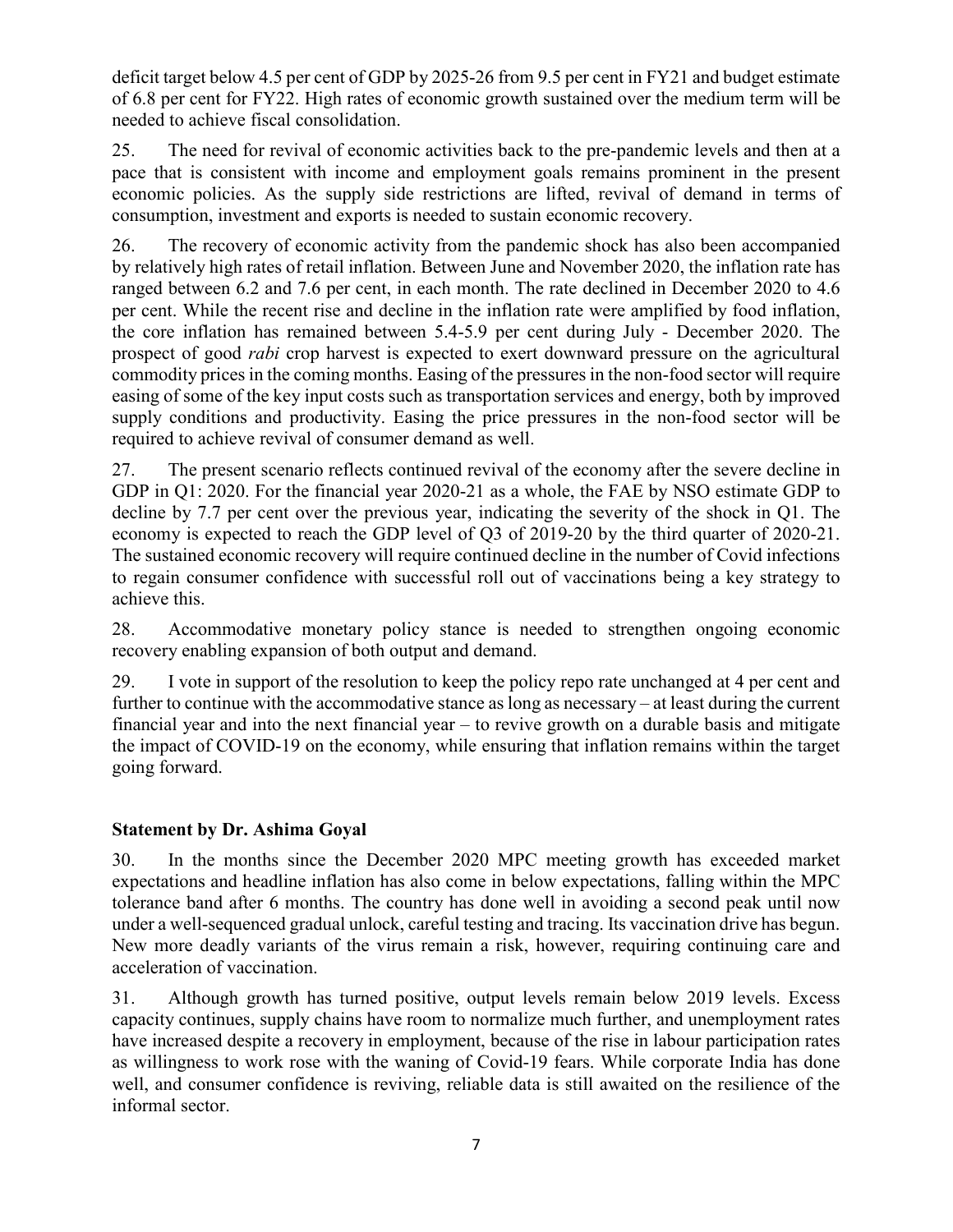deficit target below 4.5 per cent of GDP by 2025-26 from 9.5 per cent in FY21 and budget estimate of 6.8 per cent for FY22. High rates of economic growth sustained over the medium term will be needed to achieve fiscal consolidation.

25. The need for revival of economic activities back to the pre-pandemic levels and then at a pace that is consistent with income and employment goals remains prominent in the present economic policies. As the supply side restrictions are lifted, revival of demand in terms of consumption, investment and exports is needed to sustain economic recovery.

26. The recovery of economic activity from the pandemic shock has also been accompanied by relatively high rates of retail inflation. Between June and November 2020, the inflation rate has ranged between 6.2 and 7.6 per cent, in each month. The rate declined in December 2020 to 4.6 per cent. While the recent rise and decline in the inflation rate were amplified by food inflation, the core inflation has remained between 5.4-5.9 per cent during July - December 2020. The prospect of good *rabi* crop harvest is expected to exert downward pressure on the agricultural commodity prices in the coming months. Easing of the pressures in the non-food sector will require easing of some of the key input costs such as transportation services and energy, both by improved supply conditions and productivity. Easing the price pressures in the non-food sector will be required to achieve revival of consumer demand as well.

27. The present scenario reflects continued revival of the economy after the severe decline in GDP in Q1: 2020. For the financial year 2020-21 as a whole, the FAE by NSO estimate GDP to decline by 7.7 per cent over the previous year, indicating the severity of the shock in Q1. The economy is expected to reach the GDP level of Q3 of 2019-20 by the third quarter of 2020-21. The sustained economic recovery will require continued decline in the number of Covid infections to regain consumer confidence with successful roll out of vaccinations being a key strategy to achieve this.

28. Accommodative monetary policy stance is needed to strengthen ongoing economic recovery enabling expansion of both output and demand.

29. I vote in support of the resolution to keep the policy repo rate unchanged at 4 per cent and further to continue with the accommodative stance as long as necessary – at least during the current financial year and into the next financial year – to revive growth on a durable basis and mitigate the impact of COVID-19 on the economy, while ensuring that inflation remains within the target going forward.

### Statement by Dr. Ashima Goyal

30. In the months since the December 2020 MPC meeting growth has exceeded market expectations and headline inflation has also come in below expectations, falling within the MPC tolerance band after 6 months. The country has done well in avoiding a second peak until now under a well-sequenced gradual unlock, careful testing and tracing. Its vaccination drive has begun. New more deadly variants of the virus remain a risk, however, requiring continuing care and acceleration of vaccination.

31. Although growth has turned positive, output levels remain below 2019 levels. Excess capacity continues, supply chains have room to normalize much further, and unemployment rates have increased despite a recovery in employment, because of the rise in labour participation rates as willingness to work rose with the waning of Covid-19 fears. While corporate India has done well, and consumer confidence is reviving, reliable data is still awaited on the resilience of the informal sector.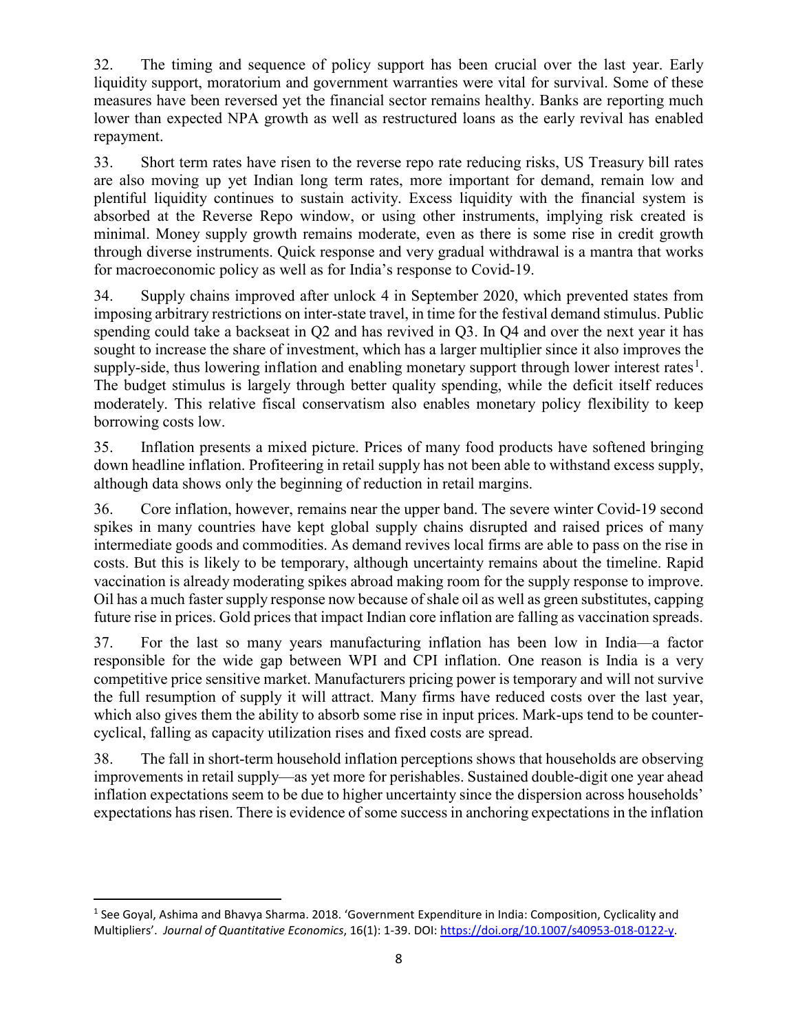32. The timing and sequence of policy support has been crucial over the last year. Early liquidity support, moratorium and government warranties were vital for survival. Some of these measures have been reversed yet the financial sector remains healthy. Banks are reporting much lower than expected NPA growth as well as restructured loans as the early revival has enabled repayment.

33. Short term rates have risen to the reverse repo rate reducing risks, US Treasury bill rates are also moving up yet Indian long term rates, more important for demand, remain low and plentiful liquidity continues to sustain activity. Excess liquidity with the financial system is absorbed at the Reverse Repo window, or using other instruments, implying risk created is minimal. Money supply growth remains moderate, even as there is some rise in credit growth through diverse instruments. Quick response and very gradual withdrawal is a mantra that works for macroeconomic policy as well as for India's response to Covid-19.

34. Supply chains improved after unlock 4 in September 2020, which prevented states from imposing arbitrary restrictions on inter-state travel, in time for the festival demand stimulus. Public spending could take a backseat in Q2 and has revived in Q3. In Q4 and over the next year it has sought to increase the share of investment, which has a larger multiplier since it also improves the supply-side, thus lowering inflation and enabling monetary support through lower interest rates[1]. The budget stimulus is largely through better quality spending, while the deficit itself reduces moderately. This relative fiscal conservatism also enables monetary policy flexibility to keep borrowing costs low.

35. Inflation presents a mixed picture. Prices of many food products have softened bringing down headline inflation. Profiteering in retail supply has not been able to withstand excess supply, although data shows only the beginning of reduction in retail margins.

36. Core inflation, however, remains near the upper band. The severe winter Covid-19 second spikes in many countries have kept global supply chains disrupted and raised prices of many intermediate goods and commodities. As demand revives local firms are able to pass on the rise in costs. But this is likely to be temporary, although uncertainty remains about the timeline. Rapid vaccination is already moderating spikes abroad making room for the supply response to improve. Oil has a much faster supply response now because of shale oil as well as green substitutes, capping future rise in prices. Gold prices that impact Indian core inflation are falling as vaccination spreads.

37. For the last so many years manufacturing inflation has been low in India—a factor responsible for the wide gap between WPI and CPI inflation. One reason is India is a very competitive price sensitive market. Manufacturers pricing power is temporary and will not survive the full resumption of supply it will attract. Many firms have reduced costs over the last year, which also gives them the ability to absorb some rise in input prices. Mark-ups tend to be counter-cyclical, falling as capacity utilization rises and fixed costs are spread.

38. The fall in short-term household inflation perceptions shows that households are observing improvements in retail supply—as yet more for perishables. Sustained double-digit one year ahead inflation expectations seem to be due to higher uncertainty since the dispersion across households' expectations has risen. There is evidence of some success in anchoring expectations in the inflation

---

[1] See Goyal, Ashima and Bhavya Sharma. 2018. 'Government Expenditure in India: Composition, Cyclicality and Multipliers'. *Journal of Quantitative Economics*, 16(1): 1-39. DOI: https://doi.org/10.1007/s40953-018-0122-y.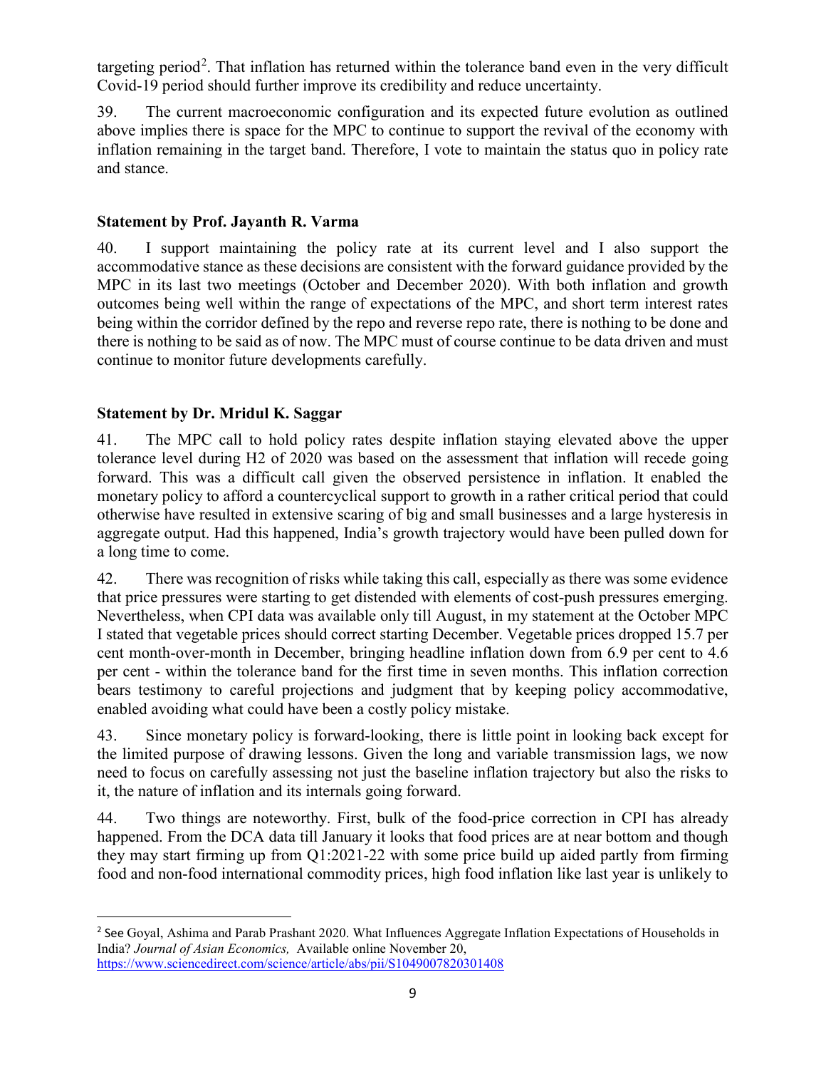targeting period[2]. That inflation has returned within the tolerance band even in the very difficult Covid-19 period should further improve its credibility and reduce uncertainty.

39. The current macroeconomic configuration and its expected future evolution as outlined above implies there is space for the MPC to continue to support the revival of the economy with inflation remaining in the target band. Therefore, I vote to maintain the status quo in policy rate and stance.

**Statement by Prof. Jayanth R. Varma**

40. I support maintaining the policy rate at its current level and I also support the accommodative stance as these decisions are consistent with the forward guidance provided by the MPC in its last two meetings (October and December 2020). With both inflation and growth outcomes being well within the range of expectations of the MPC, and short term interest rates being within the corridor defined by the repo and reverse repo rate, there is nothing to be done and there is nothing to be said as of now. The MPC must of course continue to be data driven and must continue to monitor future developments carefully.

**Statement by Dr. Mridul K. Saggar**

41. The MPC call to hold policy rates despite inflation staying elevated above the upper tolerance level during H2 of 2020 was based on the assessment that inflation will recede going forward. This was a difficult call given the observed persistence in inflation. It enabled the monetary policy to afford a countercyclical support to growth in a rather critical period that could otherwise have resulted in extensive scaring of big and small businesses and a large hysteresis in aggregate output. Had this happened, India's growth trajectory would have been pulled down for a long time to come.

42. There was recognition of risks while taking this call, especially as there was some evidence that price pressures were starting to get distended with elements of cost-push pressures emerging. Nevertheless, when CPI data was available only till August, in my statement at the October MPC I stated that vegetable prices should correct starting December. Vegetable prices dropped 15.7 per cent month-over-month in December, bringing headline inflation down from 6.9 per cent to 4.6 per cent - within the tolerance band for the first time in seven months. This inflation correction bears testimony to careful projections and judgment that by keeping policy accommodative, enabled avoiding what could have been a costly policy mistake.

43. Since monetary policy is forward-looking, there is little point in looking back except for the limited purpose of drawing lessons. Given the long and variable transmission lags, we now need to focus on carefully assessing not just the baseline inflation trajectory but also the risks to it, the nature of inflation and its internals going forward.

44. Two things are noteworthy. First, bulk of the food-price correction in CPI has already happened. From the DCA data till January it looks that food prices are at near bottom and though they may start firming up from Q1:2021-22 with some price build up aided partly from firming food and non-food international commodity prices, high food inflation like last year is unlikely to

[2] See Goyal, Ashima and Parab Prashant 2020. What Influences Aggregate Inflation Expectations of Households in India? *Journal of Asian Economics,* Available online November 20, https://www.sciencedirect.com/science/article/abs/pii/S1049007820301408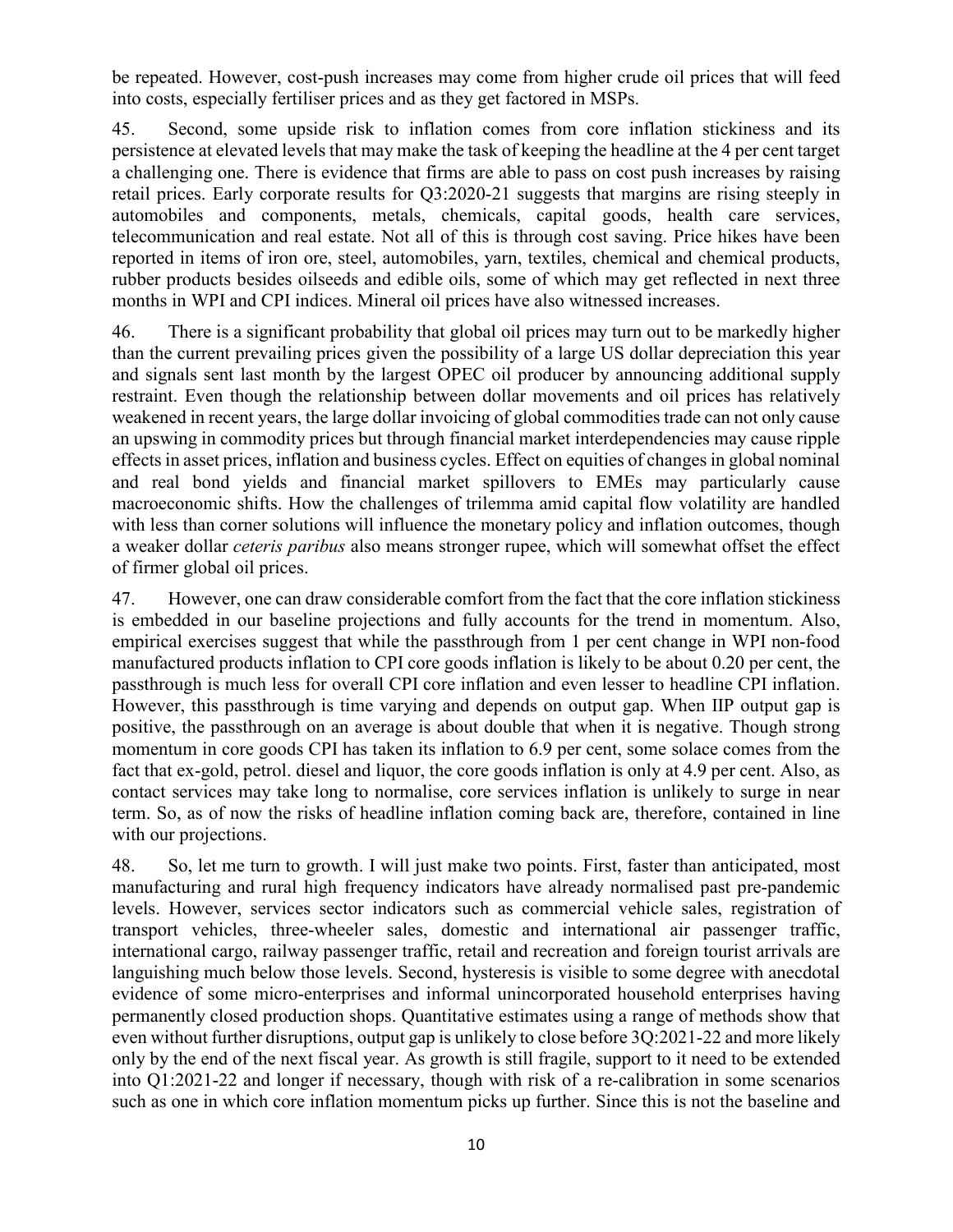be repeated. However, cost-push increases may come from higher crude oil prices that will feed into costs, especially fertiliser prices and as they get factored in MSPs.

45. Second, some upside risk to inflation comes from core inflation stickiness and its persistence at elevated levels that may make the task of keeping the headline at the 4 per cent target a challenging one. There is evidence that firms are able to pass on cost push increases by raising retail prices. Early corporate results for Q3:2020-21 suggests that margins are rising steeply in automobiles and components, metals, chemicals, capital goods, health care services, telecommunication and real estate. Not all of this is through cost saving. Price hikes have been reported in items of iron ore, steel, automobiles, yarn, textiles, chemical and chemical products, rubber products besides oilseeds and edible oils, some of which may get reflected in next three months in WPI and CPI indices. Mineral oil prices have also witnessed increases.

46. There is a significant probability that global oil prices may turn out to be markedly higher than the current prevailing prices given the possibility of a large US dollar depreciation this year and signals sent last month by the largest OPEC oil producer by announcing additional supply restraint. Even though the relationship between dollar movements and oil prices has relatively weakened in recent years, the large dollar invoicing of global commodities trade can not only cause an upswing in commodity prices but through financial market interdependencies may cause ripple effects in asset prices, inflation and business cycles. Effect on equities of changes in global nominal and real bond yields and financial market spillovers to EMEs may particularly cause macroeconomic shifts. How the challenges of trilemma amid capital flow volatility are handled with less than corner solutions will influence the monetary policy and inflation outcomes, though a weaker dollar *ceteris paribus* also means stronger rupee, which will somewhat offset the effect of firmer global oil prices.

47. However, one can draw considerable comfort from the fact that the core inflation stickiness is embedded in our baseline projections and fully accounts for the trend in momentum. Also, empirical exercises suggest that while the passthrough from 1 per cent change in WPI non-food manufactured products inflation to CPI core goods inflation is likely to be about 0.20 per cent, the passthrough is much less for overall CPI core inflation and even lesser to headline CPI inflation. However, this passthrough is time varying and depends on output gap. When IIP output gap is positive, the passthrough on an average is about double that when it is negative. Though strong momentum in core goods CPI has taken its inflation to 6.9 per cent, some solace comes from the fact that ex-gold, petrol. diesel and liquor, the core goods inflation is only at 4.9 per cent. Also, as contact services may take long to normalise, core services inflation is unlikely to surge in near term. So, as of now the risks of headline inflation coming back are, therefore, contained in line with our projections.

48. So, let me turn to growth. I will just make two points. First, faster than anticipated, most manufacturing and rural high frequency indicators have already normalised past pre-pandemic levels. However, services sector indicators such as commercial vehicle sales, registration of transport vehicles, three-wheeler sales, domestic and international air passenger traffic, international cargo, railway passenger traffic, retail and recreation and foreign tourist arrivals are languishing much below those levels. Second, hysteresis is visible to some degree with anecdotal evidence of some micro-enterprises and informal unincorporated household enterprises having permanently closed production shops. Quantitative estimates using a range of methods show that even without further disruptions, output gap is unlikely to close before 3Q:2021-22 and more likely only by the end of the next fiscal year. As growth is still fragile, support to it need to be extended into Q1:2021-22 and longer if necessary, though with risk of a re-calibration in some scenarios such as one in which core inflation momentum picks up further. Since this is not the baseline and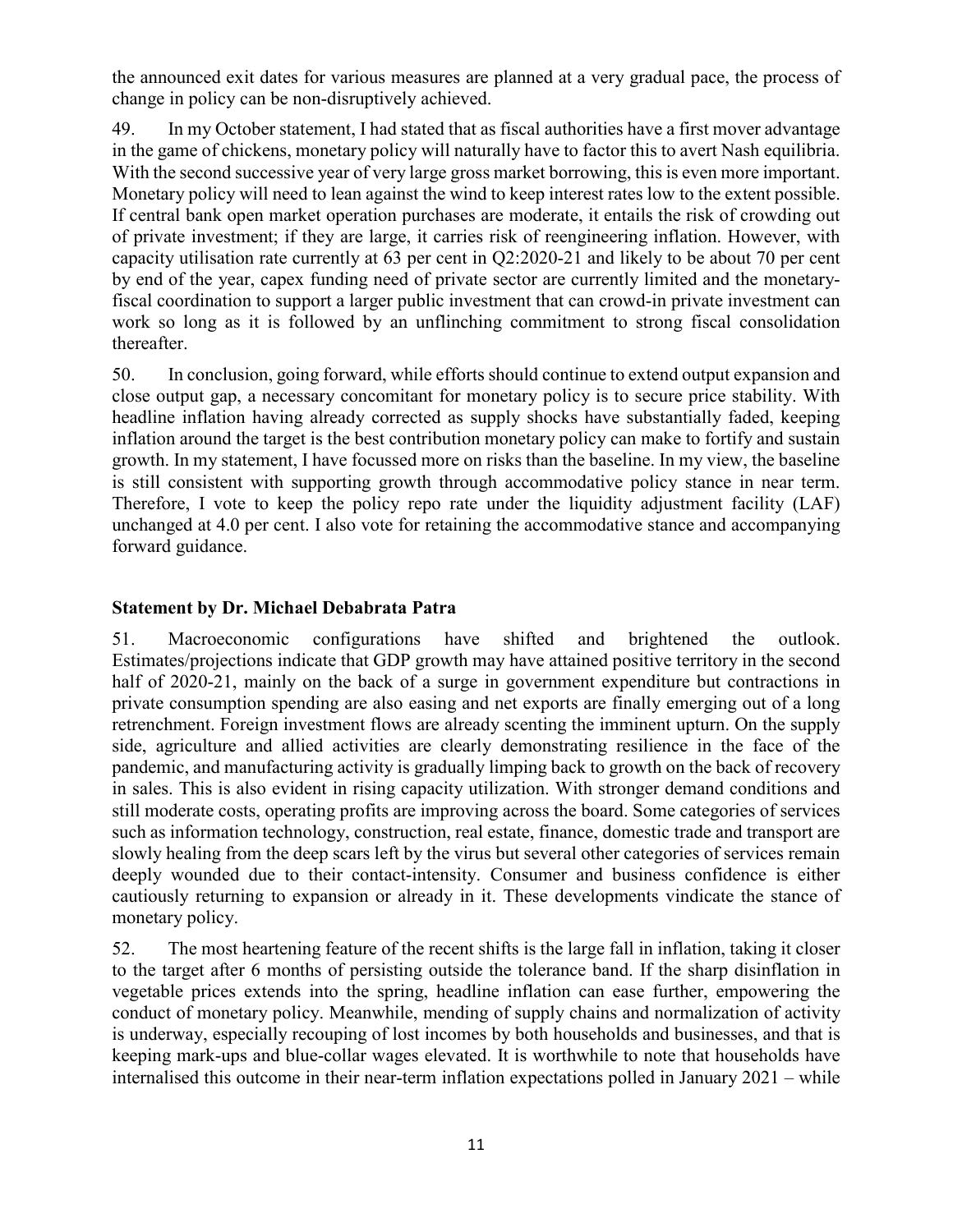the announced exit dates for various measures are planned at a very gradual pace, the process of change in policy can be non-disruptively achieved.

49. In my October statement, I had stated that as fiscal authorities have a first mover advantage in the game of chickens, monetary policy will naturally have to factor this to avert Nash equilibria. With the second successive year of very large gross market borrowing, this is even more important. Monetary policy will need to lean against the wind to keep interest rates low to the extent possible. If central bank open market operation purchases are moderate, it entails the risk of crowding out of private investment; if they are large, it carries risk of reengineering inflation. However, with capacity utilisation rate currently at 63 per cent in Q2:2020-21 and likely to be about 70 per cent by end of the year, capex funding need of private sector are currently limited and the monetary-fiscal coordination to support a larger public investment that can crowd-in private investment can work so long as it is followed by an unflinching commitment to strong fiscal consolidation thereafter.

50. In conclusion, going forward, while efforts should continue to extend output expansion and close output gap, a necessary concomitant for monetary policy is to secure price stability. With headline inflation having already corrected as supply shocks have substantially faded, keeping inflation around the target is the best contribution monetary policy can make to fortify and sustain growth. In my statement, I have focussed more on risks than the baseline. In my view, the baseline is still consistent with supporting growth through accommodative policy stance in near term. Therefore, I vote to keep the policy repo rate under the liquidity adjustment facility (LAF) unchanged at 4.0 per cent. I also vote for retaining the accommodative stance and accompanying forward guidance.

## Statement by Dr. Michael Debabrata Patra

51. Macroeconomic configurations have shifted and brightened the outlook. Estimates/projections indicate that GDP growth may have attained positive territory in the second half of 2020-21, mainly on the back of a surge in government expenditure but contractions in private consumption spending are also easing and net exports are finally emerging out of a long retrenchment. Foreign investment flows are already scenting the imminent upturn. On the supply side, agriculture and allied activities are clearly demonstrating resilience in the face of the pandemic, and manufacturing activity is gradually limping back to growth on the back of recovery in sales. This is also evident in rising capacity utilization. With stronger demand conditions and still moderate costs, operating profits are improving across the board. Some categories of services such as information technology, construction, real estate, finance, domestic trade and transport are slowly healing from the deep scars left by the virus but several other categories of services remain deeply wounded due to their contact-intensity. Consumer and business confidence is either cautiously returning to expansion or already in it. These developments vindicate the stance of monetary policy.

52. The most heartening feature of the recent shifts is the large fall in inflation, taking it closer to the target after 6 months of persisting outside the tolerance band. If the sharp disinflation in vegetable prices extends into the spring, headline inflation can ease further, empowering the conduct of monetary policy. Meanwhile, mending of supply chains and normalization of activity is underway, especially recouping of lost incomes by both households and businesses, and that is keeping mark-ups and blue-collar wages elevated. It is worthwhile to note that households have internalised this outcome in their near-term inflation expectations polled in January 2021 – while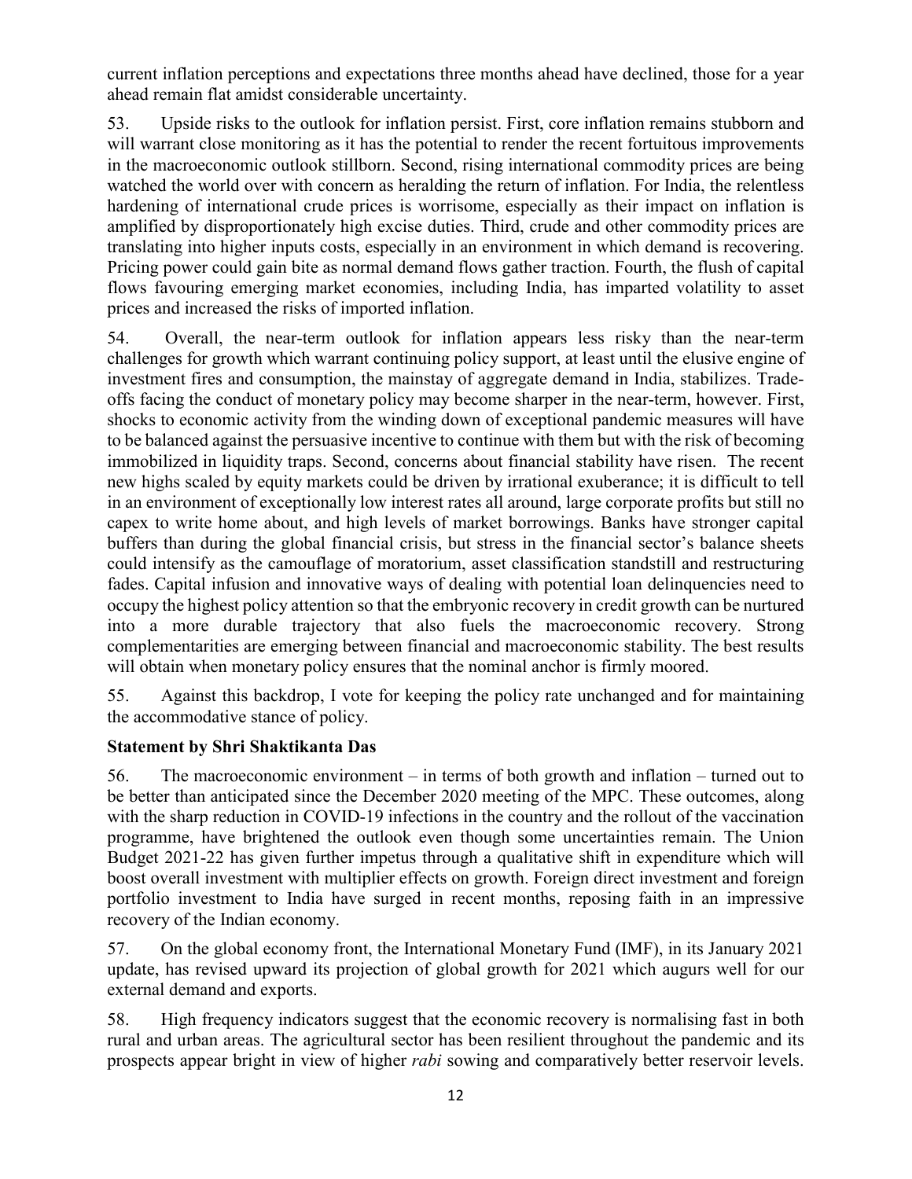current inflation perceptions and expectations three months ahead have declined, those for a year ahead remain flat amidst considerable uncertainty.

53. Upside risks to the outlook for inflation persist. First, core inflation remains stubborn and will warrant close monitoring as it has the potential to render the recent fortuitous improvements in the macroeconomic outlook stillborn. Second, rising international commodity prices are being watched the world over with concern as heralding the return of inflation. For India, the relentless hardening of international crude prices is worrisome, especially as their impact on inflation is amplified by disproportionately high excise duties. Third, crude and other commodity prices are translating into higher inputs costs, especially in an environment in which demand is recovering. Pricing power could gain bite as normal demand flows gather traction. Fourth, the flush of capital flows favouring emerging market economies, including India, has imparted volatility to asset prices and increased the risks of imported inflation.

54. Overall, the near-term outlook for inflation appears less risky than the near-term challenges for growth which warrant continuing policy support, at least until the elusive engine of investment fires and consumption, the mainstay of aggregate demand in India, stabilizes. Trade-offs facing the conduct of monetary policy may become sharper in the near-term, however. First, shocks to economic activity from the winding down of exceptional pandemic measures will have to be balanced against the persuasive incentive to continue with them but with the risk of becoming immobilized in liquidity traps. Second, concerns about financial stability have risen. The recent new highs scaled by equity markets could be driven by irrational exuberance; it is difficult to tell in an environment of exceptionally low interest rates all around, large corporate profits but still no capex to write home about, and high levels of market borrowings. Banks have stronger capital buffers than during the global financial crisis, but stress in the financial sector's balance sheets could intensify as the camouflage of moratorium, asset classification standstill and restructuring fades. Capital infusion and innovative ways of dealing with potential loan delinquencies need to occupy the highest policy attention so that the embryonic recovery in credit growth can be nurtured into a more durable trajectory that also fuels the macroeconomic recovery. Strong complementarities are emerging between financial and macroeconomic stability. The best results will obtain when monetary policy ensures that the nominal anchor is firmly moored.

55. Against this backdrop, I vote for keeping the policy rate unchanged and for maintaining the accommodative stance of policy.

**Statement by Shri Shaktikanta Das**

56. The macroeconomic environment – in terms of both growth and inflation – turned out to be better than anticipated since the December 2020 meeting of the MPC. These outcomes, along with the sharp reduction in COVID-19 infections in the country and the rollout of the vaccination programme, have brightened the outlook even though some uncertainties remain. The Union Budget 2021-22 has given further impetus through a qualitative shift in expenditure which will boost overall investment with multiplier effects on growth. Foreign direct investment and foreign portfolio investment to India have surged in recent months, reposing faith in an impressive recovery of the Indian economy.

57. On the global economy front, the International Monetary Fund (IMF), in its January 2021 update, has revised upward its projection of global growth for 2021 which augurs well for our external demand and exports.

58. High frequency indicators suggest that the economic recovery is normalising fast in both rural and urban areas. The agricultural sector has been resilient throughout the pandemic and its prospects appear bright in view of higher *rabi* sowing and comparatively better reservoir levels.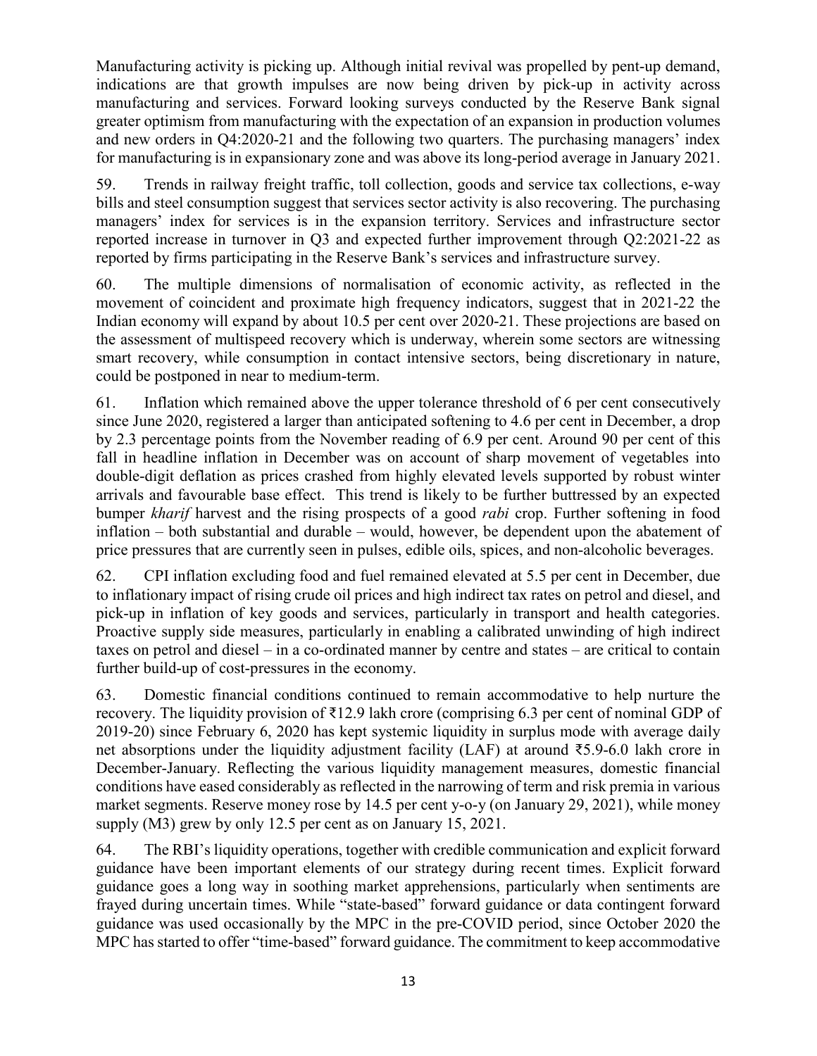Manufacturing activity is picking up. Although initial revival was propelled by pent-up demand, indications are that growth impulses are now being driven by pick-up in activity across manufacturing and services. Forward looking surveys conducted by the Reserve Bank signal greater optimism from manufacturing with the expectation of an expansion in production volumes and new orders in Q4:2020-21 and the following two quarters. The purchasing managers' index for manufacturing is in expansionary zone and was above its long-period average in January 2021.

59. Trends in railway freight traffic, toll collection, goods and service tax collections, e-way bills and steel consumption suggest that services sector activity is also recovering. The purchasing managers' index for services is in the expansion territory. Services and infrastructure sector reported increase in turnover in Q3 and expected further improvement through Q2:2021-22 as reported by firms participating in the Reserve Bank's services and infrastructure survey.

60. The multiple dimensions of normalisation of economic activity, as reflected in the movement of coincident and proximate high frequency indicators, suggest that in 2021-22 the Indian economy will expand by about 10.5 per cent over 2020-21. These projections are based on the assessment of multispeed recovery which is underway, wherein some sectors are witnessing smart recovery, while consumption in contact intensive sectors, being discretionary in nature, could be postponed in near to medium-term.

61. Inflation which remained above the upper tolerance threshold of 6 per cent consecutively since June 2020, registered a larger than anticipated softening to 4.6 per cent in December, a drop by 2.3 percentage points from the November reading of 6.9 per cent. Around 90 per cent of this fall in headline inflation in December was on account of sharp movement of vegetables into double-digit deflation as prices crashed from highly elevated levels supported by robust winter arrivals and favourable base effect. This trend is likely to be further buttressed by an expected bumper *kharif* harvest and the rising prospects of a good *rabi* crop. Further softening in food inflation – both substantial and durable – would, however, be dependent upon the abatement of price pressures that are currently seen in pulses, edible oils, spices, and non-alcoholic beverages.

62. CPI inflation excluding food and fuel remained elevated at 5.5 per cent in December, due to inflationary impact of rising crude oil prices and high indirect tax rates on petrol and diesel, and pick-up in inflation of key goods and services, particularly in transport and health categories. Proactive supply side measures, particularly in enabling a calibrated unwinding of high indirect taxes on petrol and diesel – in a co-ordinated manner by centre and states – are critical to contain further build-up of cost-pressures in the economy.

63. Domestic financial conditions continued to remain accommodative to help nurture the recovery. The liquidity provision of ₹12.9 lakh crore (comprising 6.3 per cent of nominal GDP of 2019-20) since February 6, 2020 has kept systemic liquidity in surplus mode with average daily net absorptions under the liquidity adjustment facility (LAF) at around ₹5.9-6.0 lakh crore in December-January. Reflecting the various liquidity management measures, domestic financial conditions have eased considerably as reflected in the narrowing of term and risk premia in various market segments. Reserve money rose by 14.5 per cent y-o-y (on January 29, 2021), while money supply (M3) grew by only 12.5 per cent as on January 15, 2021.

64. The RBI's liquidity operations, together with credible communication and explicit forward guidance have been important elements of our strategy during recent times. Explicit forward guidance goes a long way in soothing market apprehensions, particularly when sentiments are frayed during uncertain times. While "state-based" forward guidance or data contingent forward guidance was used occasionally by the MPC in the pre-COVID period, since October 2020 the MPC has started to offer "time-based" forward guidance. The commitment to keep accommodative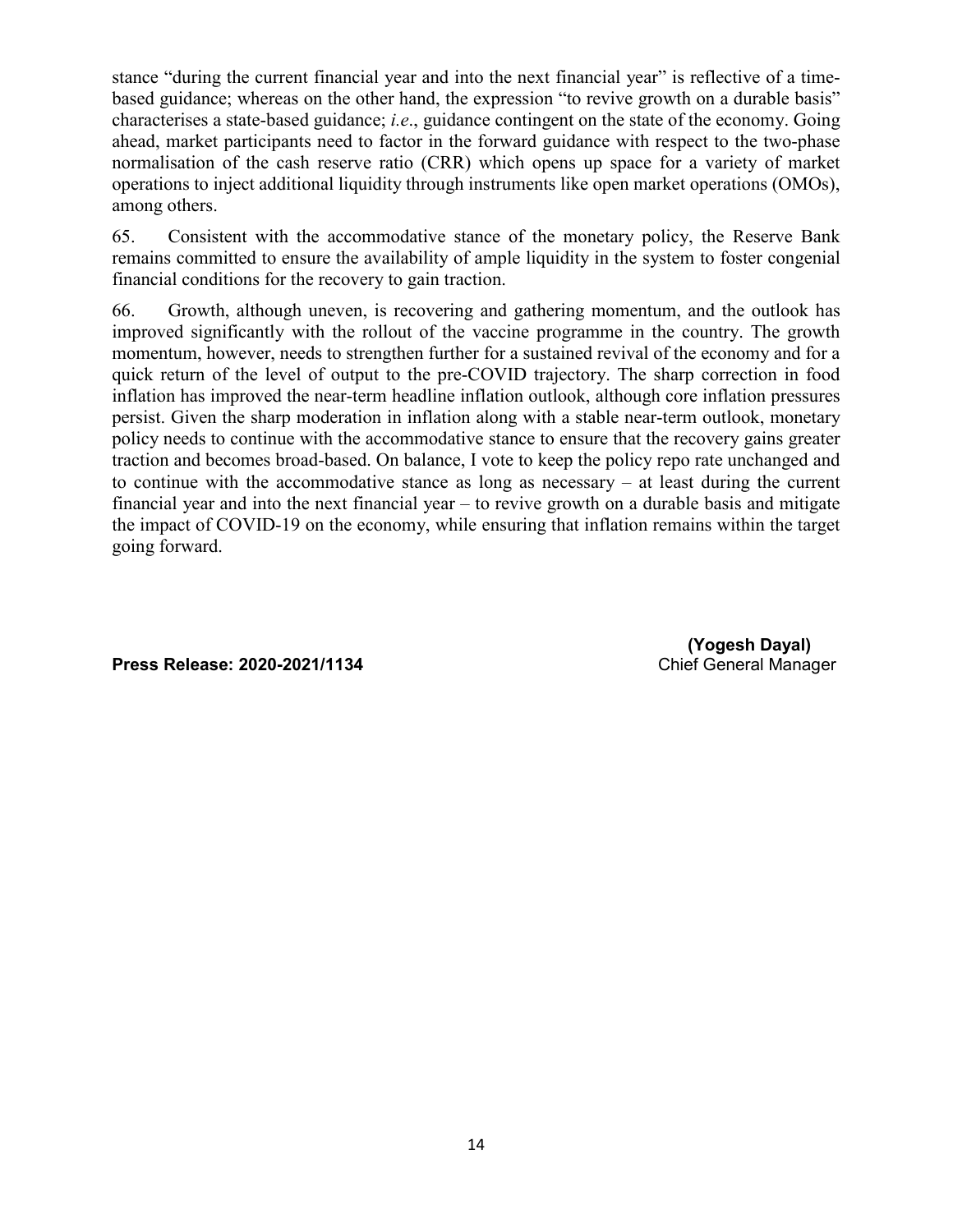stance "during the current financial year and into the next financial year" is reflective of a time-based guidance; whereas on the other hand, the expression "to revive growth on a durable basis" characterises a state-based guidance; *i.e*., guidance contingent on the state of the economy. Going ahead, market participants need to factor in the forward guidance with respect to the two-phase normalisation of the cash reserve ratio (CRR) which opens up space for a variety of market operations to inject additional liquidity through instruments like open market operations (OMOs), among others.

65. Consistent with the accommodative stance of the monetary policy, the Reserve Bank remains committed to ensure the availability of ample liquidity in the system to foster congenial financial conditions for the recovery to gain traction.

66. Growth, although uneven, is recovering and gathering momentum, and the outlook has improved significantly with the rollout of the vaccine programme in the country. The growth momentum, however, needs to strengthen further for a sustained revival of the economy and for a quick return of the level of output to the pre-COVID trajectory. The sharp correction in food inflation has improved the near-term headline inflation outlook, although core inflation pressures persist. Given the sharp moderation in inflation along with a stable near-term outlook, monetary policy needs to continue with the accommodative stance to ensure that the recovery gains greater traction and becomes broad-based. On balance, I vote to keep the policy repo rate unchanged and to continue with the accommodative stance as long as necessary – at least during the current financial year and into the next financial year – to revive growth on a durable basis and mitigate the impact of COVID-19 on the economy, while ensuring that inflation remains within the target going forward.

**(Yogesh Dayal)**
Chief General Manager

**Press Release: 2020-2021/1134**